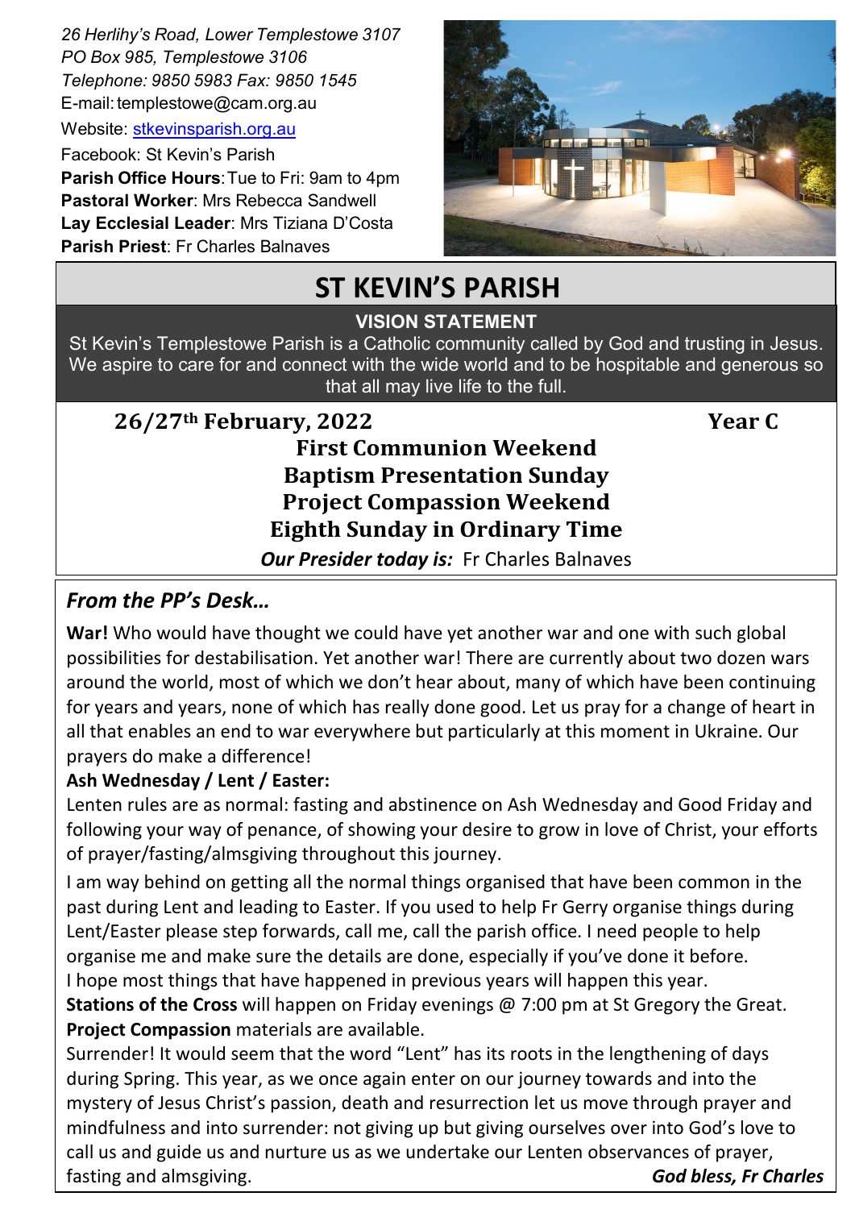*26 Herlihy's Road, Lower Templestowe 3107*
*PO Box 985, Templestowe 3106*
*Telephone: 9850 5983 Fax: 9850 1545*
E-mail: templestowe@cam.org.au
Website: stkevinsparish.org.au
Facebook: St Kevin's Parish
**Parish Office Hours**: Tue to Fri: 9am to 4pm
**Pastoral Worker**: Mrs Rebecca Sandwell
**Lay Ecclesial Leader**: Mrs Tiziana D'Costa
**Parish Priest**: Fr Charles Balnaves

# ST KEVIN'S PARISH

**VISION STATEMENT**

St Kevin's Templestowe Parish is a Catholic community called by God and trusting in Jesus. We aspire to care for and connect with the wide world and to be hospitable and generous so that all may live life to the full.

**26/27th February, 2022** **Year C**

**First Communion Weekend**
**Baptism Presentation Sunday**
**Project Compassion Weekend**
**Eighth Sunday in Ordinary Time**

***Our Presider today is:*** Fr Charles Balnaves

## *From the PP's Desk…*

**War!** Who would have thought we could have yet another war and one with such global possibilities for destabilisation. Yet another war! There are currently about two dozen wars around the world, most of which we don't hear about, many of which have been continuing for years and years, none of which has really done good. Let us pray for a change of heart in all that enables an end to war everywhere but particularly at this moment in Ukraine. Our prayers do make a difference!

**Ash Wednesday / Lent / Easter:**
Lenten rules are as normal: fasting and abstinence on Ash Wednesday and Good Friday and following your way of penance, of showing your desire to grow in love of Christ, your efforts of prayer/fasting/almsgiving throughout this journey.

I am way behind on getting all the normal things organised that have been common in the past during Lent and leading to Easter. If you used to help Fr Gerry organise things during Lent/Easter please step forwards, call me, call the parish office. I need people to help organise me and make sure the details are done, especially if you've done it before.
I hope most things that have happened in previous years will happen this year.
**Stations of the Cross** will happen on Friday evenings @ 7:00 pm at St Gregory the Great.
**Project Compassion** materials are available.
Surrender! It would seem that the word "Lent" has its roots in the lengthening of days during Spring. This year, as we once again enter on our journey towards and into the mystery of Jesus Christ's passion, death and resurrection let us move through prayer and mindfulness and into surrender: not giving up but giving ourselves over into God's love to call us and guide us and nurture us as we undertake our Lenten observances of prayer, fasting and almsgiving.

***God bless, Fr Charles***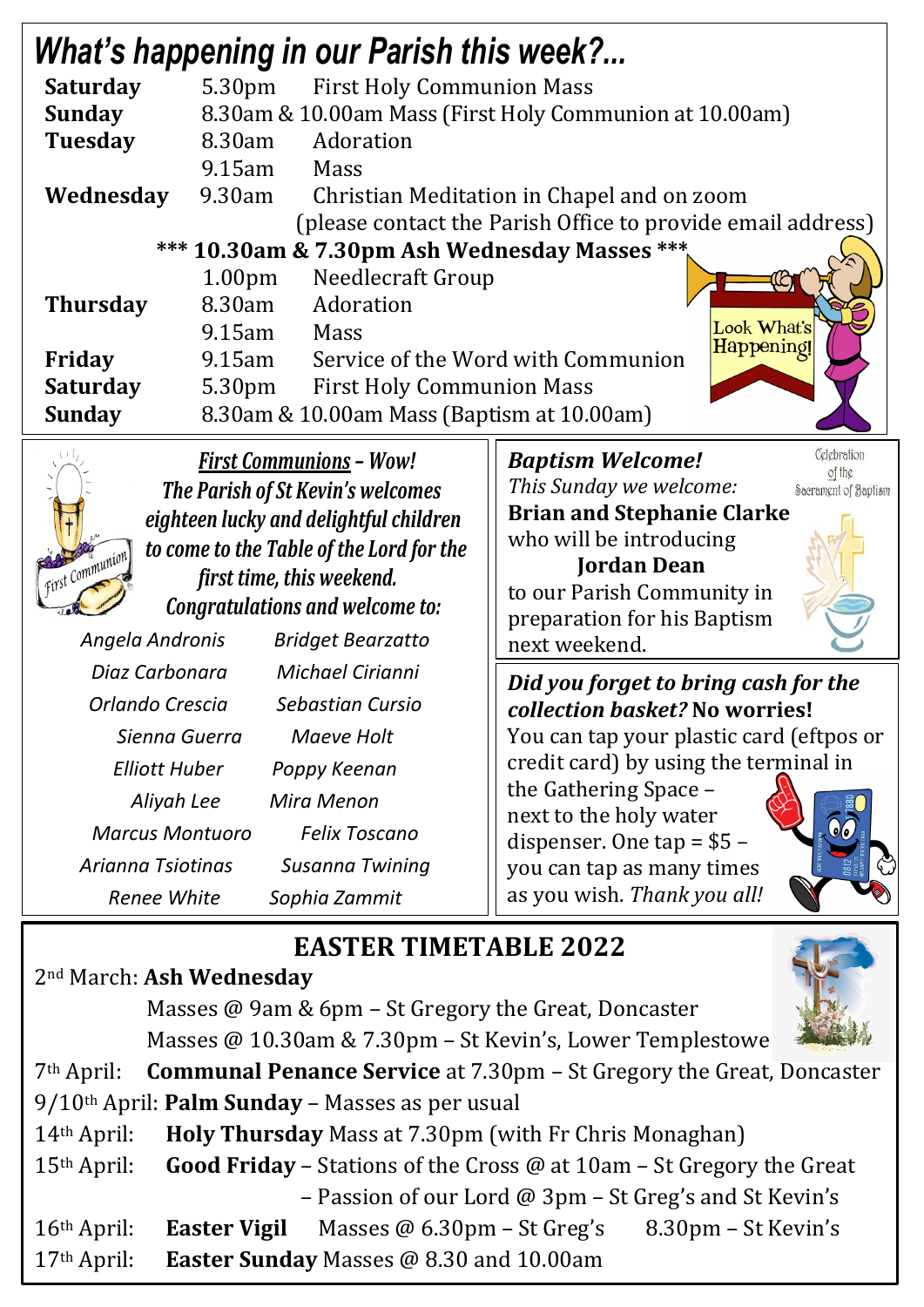# What's happening in our Parish this week?...

| | | |
|---|---|---|
| **Saturday** | 5.30pm | First Holy Communion Mass |
| **Sunday** | 8.30am & 10.00am Mass (First Holy Communion at 10.00am) | |
| **Tuesday** | 8.30am | Adoration |
| | 9.15am | Mass |
| **Wednesday** | 9.30am | Christian Meditation in Chapel and on zoom (please contact the Parish Office to provide email address) |
| | | **\*\*\* 10.30am & 7.30pm Ash Wednesday Masses \*\*\*** |
| | 1.00pm | Needlecraft Group |
| **Thursday** | 8.30am | Adoration |
| | 9.15am | Mass |
| **Friday** | 9.15am | Service of the Word with Communion |
| **Saturday** | 5.30pm | First Holy Communion Mass |
| **Sunday** | 8.30am & 10.00am Mass (Baptism at 10.00am) | |

## *First Communions – Wow!*

*The Parish of St Kevin's welcomes eighteen lucky and delightful children to come to the Table of the Lord for the first time, this weekend. Congratulations and welcome to:*

| | |
|---|---|
| *Angela Andronis* | *Bridget Bearzatto* |
| *Diaz Carbonara* | *Michael Cirianni* |
| *Orlando Crescia* | *Sebastian Cursio* |
| *Sienna Guerra* | *Maeve Holt* |
| *Elliott Huber* | *Poppy Keenan* |
| *Aliyah Lee* | *Mira Menon* |
| *Marcus Montuoro* | *Felix Toscano* |
| *Arianna Tsiotinas* | *Susanna Twining* |
| *Renee White* | *Sophia Zammit* |

## *Baptism Welcome!*

*This Sunday we welcome:*
**Brian and Stephanie Clarke**
who will be introducing
**Jordan Dean**
to our Parish Community in preparation for his Baptism next weekend.

***Did you forget to bring cash for the collection basket?* No worries!**
You can tap your plastic card (eftpos or credit card) by using the terminal in the Gathering Space – next to the holy water dispenser. One tap = $5 – you can tap as many times as you wish. *Thank you all!*

## EASTER TIMETABLE 2022

2nd March: **Ash Wednesday**
Masses @ 9am & 6pm – St Gregory the Great, Doncaster
Masses @ 10.30am & 7.30pm – St Kevin's, Lower Templestowe

7th April: **Communal Penance Service** at 7.30pm – St Gregory the Great, Doncaster

9/10th April: **Palm Sunday** – Masses as per usual

14th April: **Holy Thursday** Mass at 7.30pm (with Fr Chris Monaghan)

15th April: **Good Friday** – Stations of the Cross @ at 10am – St Gregory the Great
– Passion of our Lord @ 3pm – St Greg's and St Kevin's

16th April: **Easter Vigil** Masses @ 6.30pm – St Greg's 8.30pm – St Kevin's

17th April: **Easter Sunday** Masses @ 8.30 and 10.00am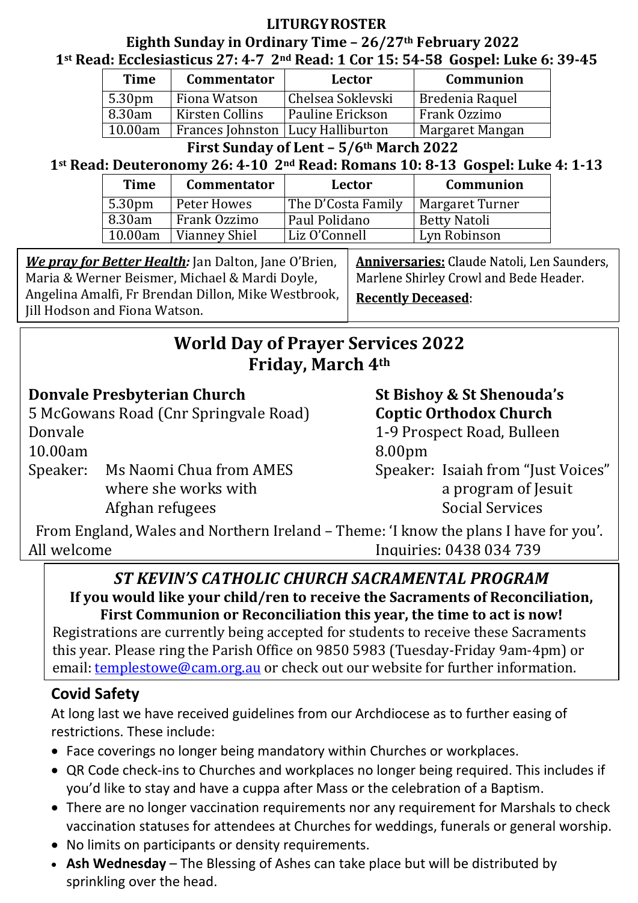**LITURGY ROSTER**

**Eighth Sunday in Ordinary Time – 26/27th February 2022**

**1st Read: Ecclesiasticus 27: 4-7 2nd Read: 1 Cor 15: 54-58 Gospel: Luke 6: 39-45**

| Time | Commentator | Lector | Communion |
|---|---|---|---|
| 5.30pm | Fiona Watson | Chelsea Soklevski | Bredenia Raquel |
| 8.30am | Kirsten Collins | Pauline Erickson | Frank Ozzimo |
| 10.00am | Frances Johnston | Lucy Halliburton | Margaret Mangan |

**First Sunday of Lent – 5/6th March 2022**

**1st Read: Deuteronomy 26: 4-10 2nd Read: Romans 10: 8-13 Gospel: Luke 4: 1-13**

| Time | Commentator | Lector | Communion |
|---|---|---|---|
| 5.30pm | Peter Howes | The D'Costa Family | Margaret Turner |
| 8.30am | Frank Ozzimo | Paul Polidano | Betty Natoli |
| 10.00am | Vianney Shiel | Liz O'Connell | Lyn Robinson |

***We pray for Better Health:*** Jan Dalton, Jane O'Brien, Maria & Werner Beismer, Michael & Mardi Doyle, Angelina Amalfi, Fr Brendan Dillon, Mike Westbrook, Jill Hodson and Fiona Watson.

**Anniversaries:** Claude Natoli, Len Saunders, Marlene Shirley Crowl and Bede Header.

**Recently Deceased**:

## World Day of Prayer Services 2022
## Friday, March 4th

**Donvale Presbyterian Church**
5 McGowans Road (Cnr Springvale Road)
Donvale
10.00am
Speaker: Ms Naomi Chua from AMES where she works with Afghan refugees

**St Bishoy & St Shenouda's Coptic Orthodox Church**
1-9 Prospect Road, Bulleen
8.00pm
Speaker: Isaiah from "Just Voices" a program of Jesuit Social Services

From England, Wales and Northern Ireland – Theme: 'I know the plans I have for you'.

All welcome

Inquiries: 0438 034 739

### *ST KEVIN'S CATHOLIC CHURCH SACRAMENTAL PROGRAM*

**If you would like your child/ren to receive the Sacraments of Reconciliation, First Communion or Reconciliation this year, the time to act is now!**

Registrations are currently being accepted for students to receive these Sacraments this year. Please ring the Parish Office on 9850 5983 (Tuesday-Friday 9am-4pm) or email: templestowe@cam.org.au or check out our website for further information.

### Covid Safety

At long last we have received guidelines from our Archdiocese as to further easing of restrictions. These include:

- Face coverings no longer being mandatory within Churches or workplaces.
- QR Code check-ins to Churches and workplaces no longer being required. This includes if you'd like to stay and have a cuppa after Mass or the celebration of a Baptism.
- There are no longer vaccination requirements nor any requirement for Marshals to check vaccination statuses for attendees at Churches for weddings, funerals or general worship.
- No limits on participants or density requirements.
- **Ash Wednesday** – The Blessing of Ashes can take place but will be distributed by sprinkling over the head.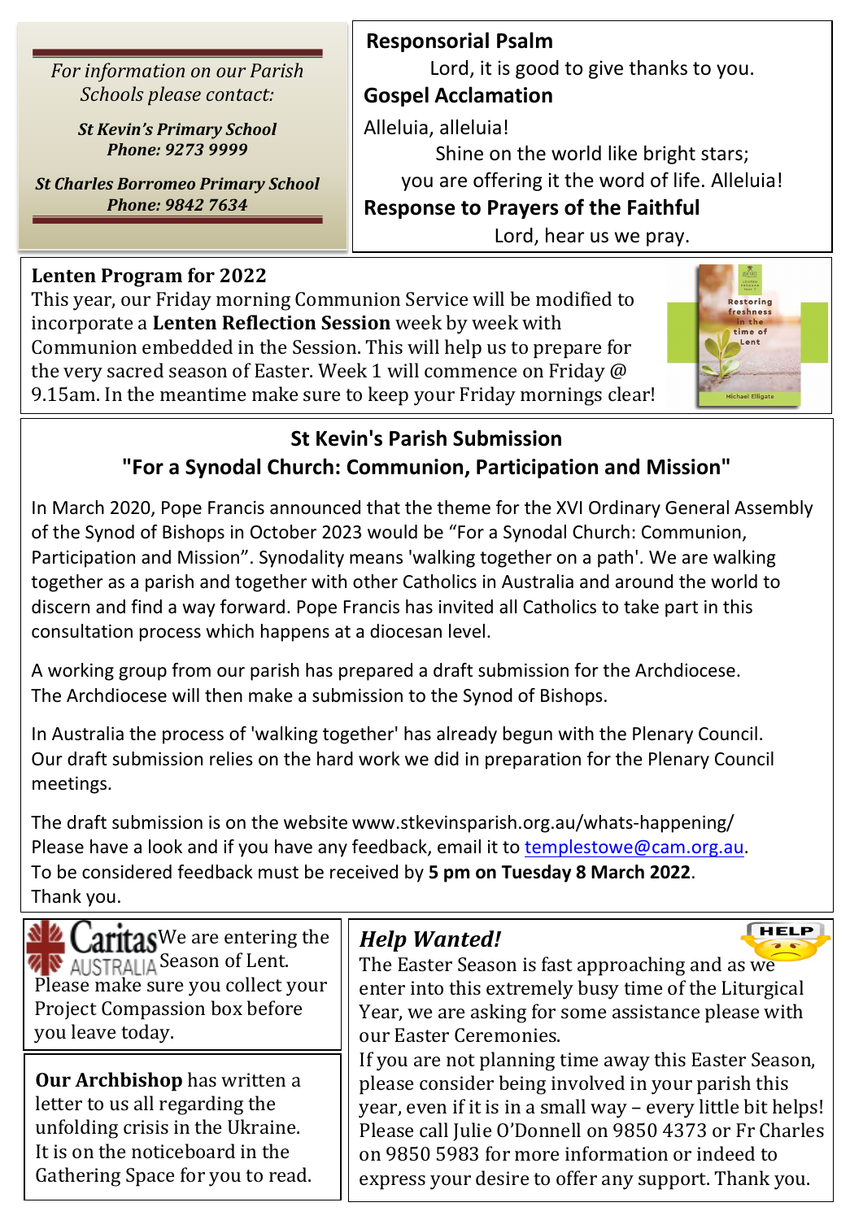*For information on our Parish Schools please contact:*

***St Kevin's Primary School***
***Phone: 9273 9999***

***St Charles Borromeo Primary School***
***Phone: 9842 7634***

**Responsorial Psalm**

Lord, it is good to give thanks to you.

**Gospel Acclamation**

Alleluia, alleluia!
Shine on the world like bright stars;
you are offering it the word of life. Alleluia!

**Response to Prayers of the Faithful**

Lord, hear us we pray.

**Lenten Program for 2022**

This year, our Friday morning Communion Service will be modified to incorporate a **Lenten Reflection Session** week by week with Communion embedded in the Session. This will help us to prepare for the very sacred season of Easter. Week 1 will commence on Friday @ 9.15am. In the meantime make sure to keep your Friday mornings clear!

## St Kevin's Parish Submission
## "For a Synodal Church: Communion, Participation and Mission"

In March 2020, Pope Francis announced that the theme for the XVI Ordinary General Assembly of the Synod of Bishops in October 2023 would be "For a Synodal Church: Communion, Participation and Mission". Synodality means 'walking together on a path'. We are walking together as a parish and together with other Catholics in Australia and around the world to discern and find a way forward. Pope Francis has invited all Catholics to take part in this consultation process which happens at a diocesan level.

A working group from our parish has prepared a draft submission for the Archdiocese. The Archdiocese will then make a submission to the Synod of Bishops.

In Australia the process of 'walking together' has already begun with the Plenary Council. Our draft submission relies on the hard work we did in preparation for the Plenary Council meetings.

The draft submission is on the website www.stkevinsparish.org.au/whats-happening/
Please have a look and if you have any feedback, email it to templestowe@cam.org.au.
To be considered feedback must be received by **5 pm on Tuesday 8 March 2022**.
Thank you.

Caritas Australia — We are entering the Season of Lent. Please make sure you collect your Project Compassion box before you leave today.

**Our Archbishop** has written a letter to us all regarding the unfolding crisis in the Ukraine. It is on the noticeboard in the Gathering Space for you to read.

***Help Wanted!***

The Easter Season is fast approaching and as we enter into this extremely busy time of the Liturgical Year, we are asking for some assistance please with our Easter Ceremonies.
If you are not planning time away this Easter Season, please consider being involved in your parish this year, even if it is in a small way – every little bit helps! Please call Julie O'Donnell on 9850 4373 or Fr Charles on 9850 5983 for more information or indeed to express your desire to offer any support. Thank you.